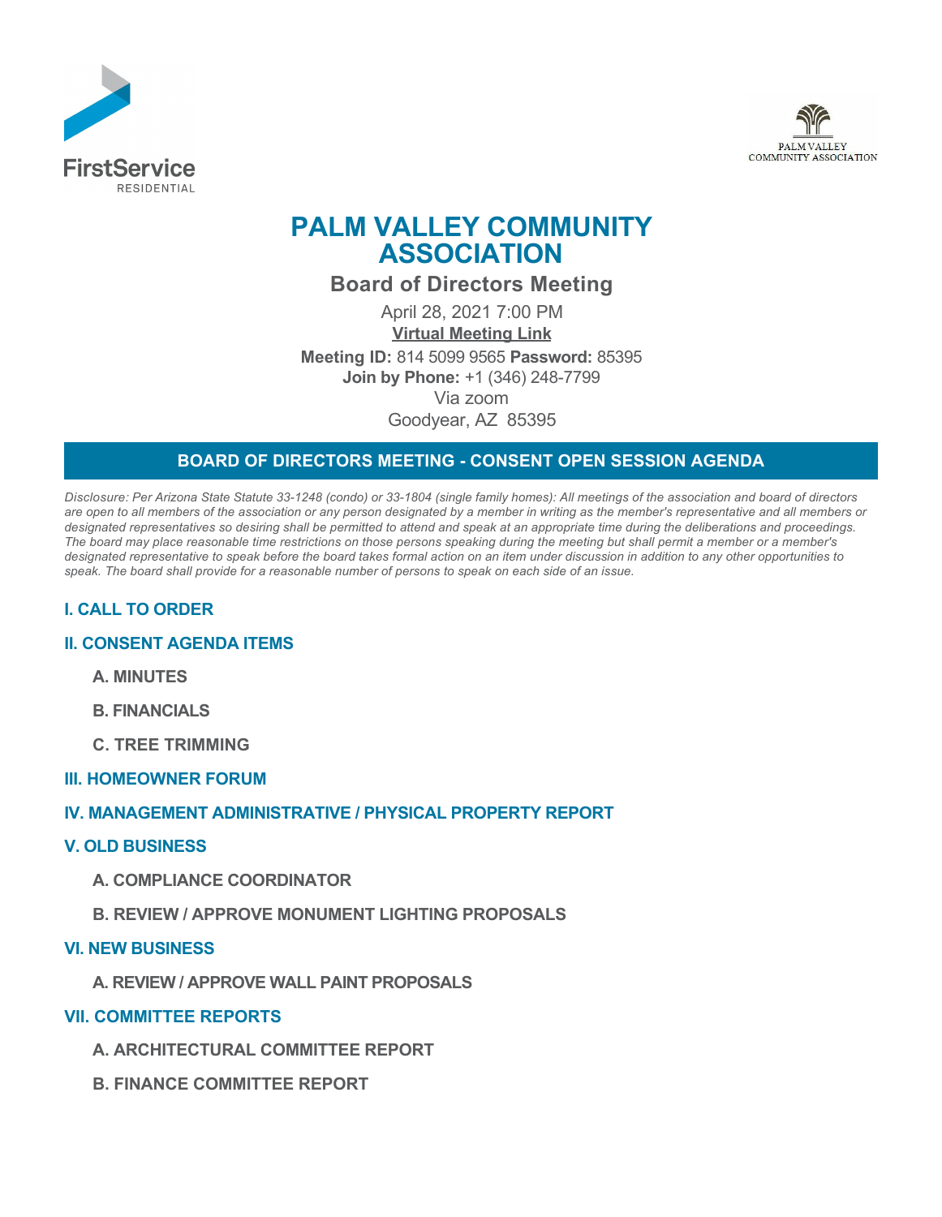FirstService RESIDENTIAL

PALM VALLEY COMMUNITY ASSOCIATION

# PALM VALLEY COMMUNITY ASSOCIATION

## Board of Directors Meeting

April 28, 2021 7:00 PM

**Virtual Meeting Link**

**Meeting ID:** 814 5099 9565 **Password:** 85395

**Join by Phone:** +1 (346) 248-7799

Via zoom

Goodyear, AZ 85395

## BOARD OF DIRECTORS MEETING - CONSENT OPEN SESSION AGENDA

*Disclosure: Per Arizona State Statute 33-1248 (condo) or 33-1804 (single family homes): All meetings of the association and board of directors are open to all members of the association or any person designated by a member in writing as the member's representative and all members or designated representatives so desiring shall be permitted to attend and speak at an appropriate time during the deliberations and proceedings. The board may place reasonable time restrictions on those persons speaking during the meeting but shall permit a member or a member's designated representative to speak before the board takes formal action on an item under discussion in addition to any other opportunities to speak. The board shall provide for a reasonable number of persons to speak on each side of an issue.*

### I. CALL TO ORDER

### II. CONSENT AGENDA ITEMS

**A. MINUTES**

**B. FINANCIALS**

**C. TREE TRIMMING**

### III. HOMEOWNER FORUM

### IV. MANAGEMENT ADMINISTRATIVE / PHYSICAL PROPERTY REPORT

### V. OLD BUSINESS

**A. COMPLIANCE COORDINATOR**

**B. REVIEW / APPROVE MONUMENT LIGHTING PROPOSALS**

### VI. NEW BUSINESS

**A. REVIEW / APPROVE WALL PAINT PROPOSALS**

### VII. COMMITTEE REPORTS

**A. ARCHITECTURAL COMMITTEE REPORT**

**B. FINANCE COMMITTEE REPORT**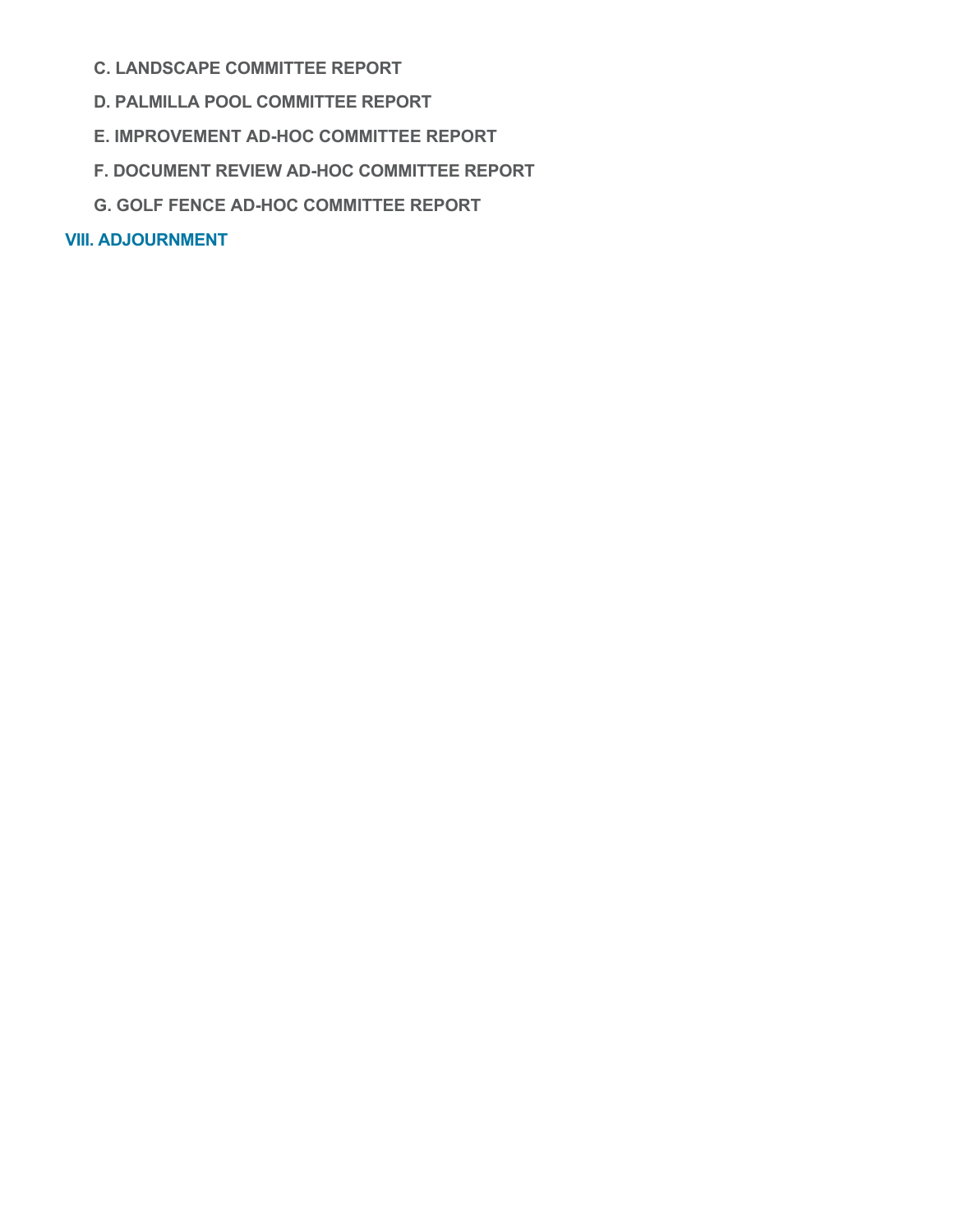**C. LANDSCAPE COMMITTEE REPORT**

**D. PALMILLA POOL COMMITTEE REPORT**

**E. IMPROVEMENT AD-HOC COMMITTEE REPORT**

**F. DOCUMENT REVIEW AD-HOC COMMITTEE REPORT**

**G. GOLF FENCE AD-HOC COMMITTEE REPORT**

## VIII. ADJOURNMENT